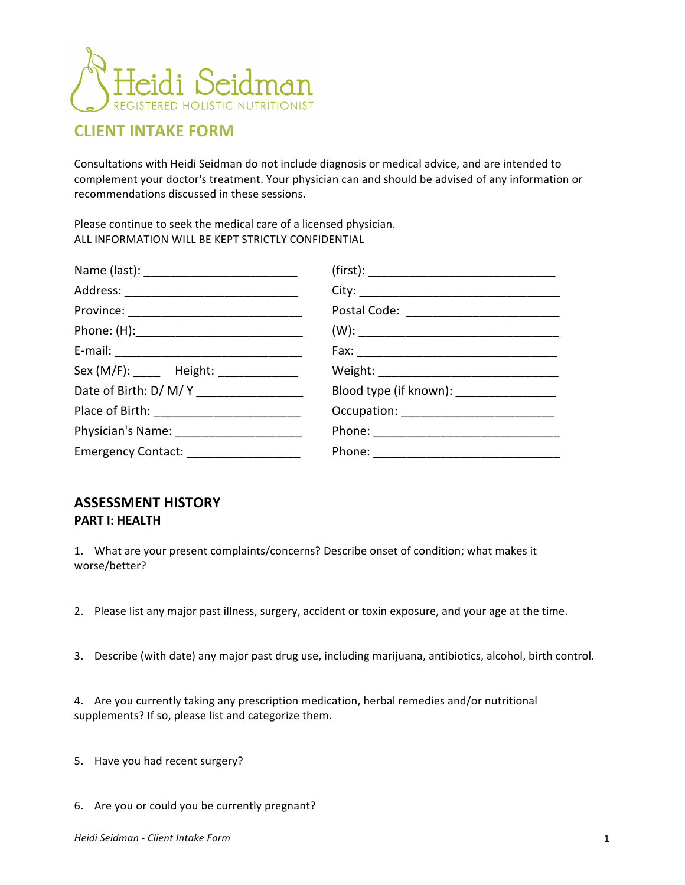Heidi Seidman

REGISTERED HOLISTIC NUTRITIONIST

# CLIENT INTAKE FORM

Consultations with Heidi Seidman do not include diagnosis or medical advice, and are intended to complement your doctor's treatment. Your physician can and should be advised of any information or recommendations discussed in these sessions.

Please continue to seek the medical care of a licensed physician.
ALL INFORMATION WILL BE KEPT STRICTLY CONFIDENTIAL

| | |
|---|---|
| Name (last): _______________________ | (first): ____________________________ |
| Address: ___________________________ | City: ______________________________ |
| Province: ___________________________ | Postal Code: _______________________ |
| Phone: (H):__________________________ | (W): ______________________________ |
| E-mail: _____________________________ | Fax: ______________________________ |
| Sex (M/F): ____ Height: ___________ | Weight: ___________________________ |
| Date of Birth: D/ M/ Y ________________ | Blood type (if known): _______________ |
| Place of Birth: ______________________ | Occupation: _______________________ |
| Physician's Name: ___________________ | Phone: ____________________________ |
| Emergency Contact: _________________ | Phone: ____________________________ |

## ASSESSMENT HISTORY

### PART I: HEALTH

1. What are your present complaints/concerns? Describe onset of condition; what makes it worse/better?

2. Please list any major past illness, surgery, accident or toxin exposure, and your age at the time.

3. Describe (with date) any major past drug use, including marijuana, antibiotics, alcohol, birth control.

4. Are you currently taking any prescription medication, herbal remedies and/or nutritional supplements? If so, please list and categorize them.

5. Have you had recent surgery?

6. Are you or could you be currently pregnant?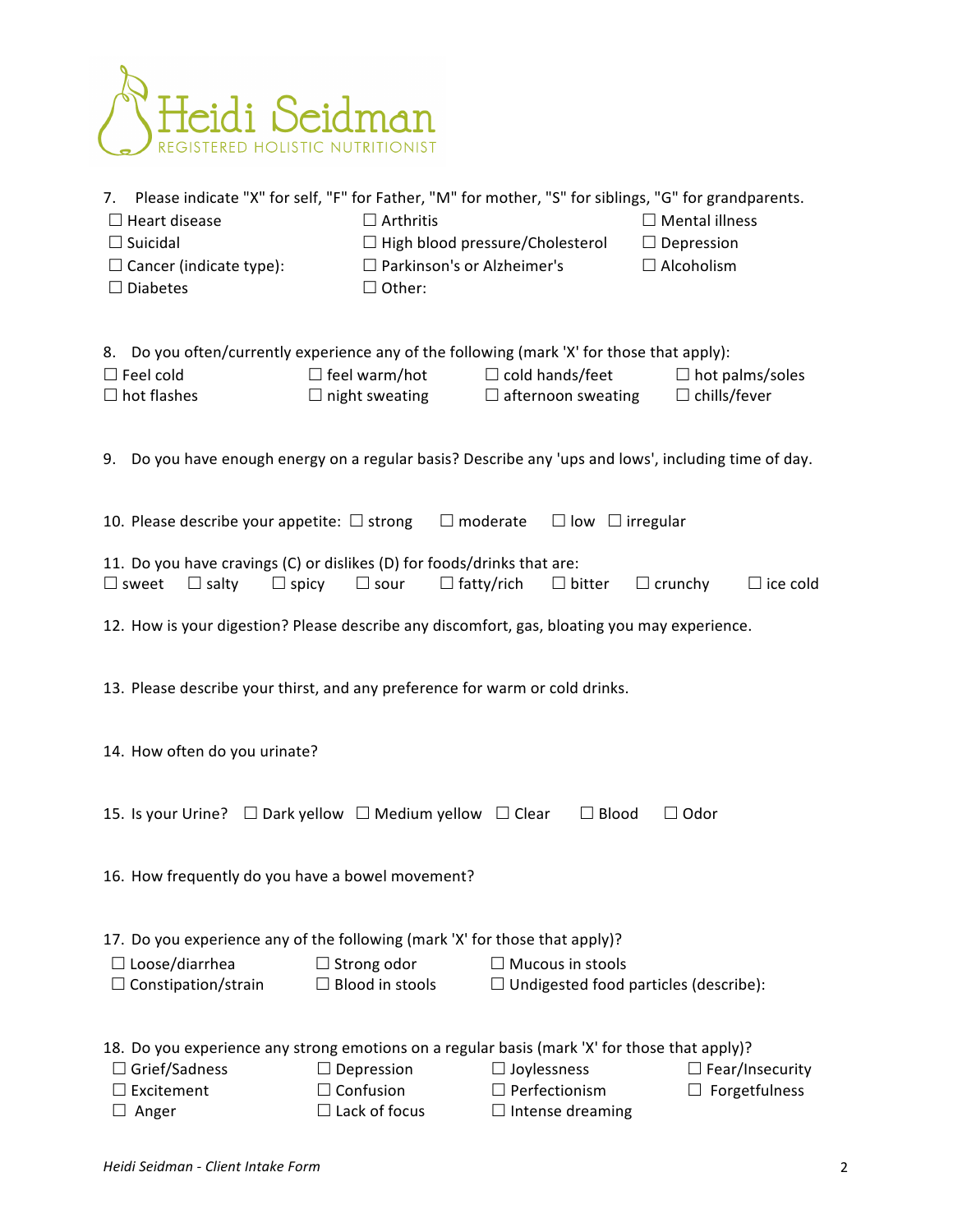Heidi Seidman
REGISTERED HOLISTIC NUTRITIONIST

7. Please indicate "X" for self, "F" for Father, "M" for mother, "S" for siblings, "G" for grandparents.

☐ Heart disease ☐ Arthritis ☐ Mental illness
☐ Suicidal ☐ High blood pressure/Cholesterol ☐ Depression
☐ Cancer (indicate type): ☐ Parkinson's or Alzheimer's ☐ Alcoholism
☐ Diabetes ☐ Other:

8. Do you often/currently experience any of the following (mark 'X' for those that apply):

☐ Feel cold ☐ feel warm/hot ☐ cold hands/feet ☐ hot palms/soles
☐ hot flashes ☐ night sweating ☐ afternoon sweating ☐ chills/fever

9. Do you have enough energy on a regular basis? Describe any 'ups and lows', including time of day.

10. Please describe your appetite: ☐ strong ☐ moderate ☐ low ☐ irregular

11. Do you have cravings (C) or dislikes (D) for foods/drinks that are:

☐ sweet ☐ salty ☐ spicy ☐ sour ☐ fatty/rich ☐ bitter ☐ crunchy ☐ ice cold

12. How is your digestion? Please describe any discomfort, gas, bloating you may experience.

13. Please describe your thirst, and any preference for warm or cold drinks.

14. How often do you urinate?

15. Is your Urine? ☐ Dark yellow ☐ Medium yellow ☐ Clear ☐ Blood ☐ Odor

16. How frequently do you have a bowel movement?

17. Do you experience any of the following (mark 'X' for those that apply)?

☐ Loose/diarrhea ☐ Strong odor ☐ Mucous in stools
☐ Constipation/strain ☐ Blood in stools ☐ Undigested food particles (describe):

18. Do you experience any strong emotions on a regular basis (mark 'X' for those that apply)?

☐ Grief/Sadness ☐ Depression ☐ Joylessness ☐ Fear/Insecurity
☐ Excitement ☐ Confusion ☐ Perfectionism ☐ Forgetfulness
☐ Anger ☐ Lack of focus ☐ Intense dreaming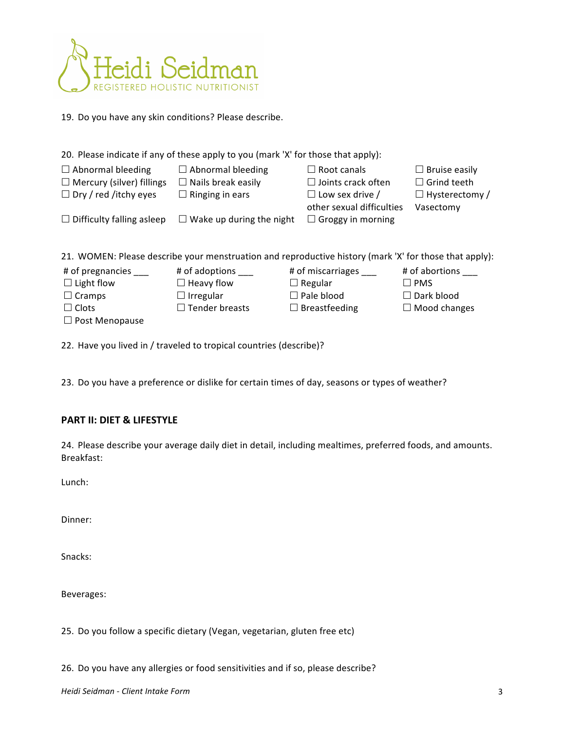Heidi Seidman
REGISTERED HOLISTIC NUTRITIONIST

19. Do you have any skin conditions? Please describe.

20. Please indicate if any of these apply to you (mark 'X' for those that apply):

| | | | |
|---|---|---|---|
| ☐ Abnormal bleeding | ☐ Abnormal bleeding | ☐ Root canals | ☐ Bruise easily |
| ☐ Mercury (silver) fillings | ☐ Nails break easily | ☐ Joints crack often | ☐ Grind teeth |
| ☐ Dry / red /itchy eyes | ☐ Ringing in ears | ☐ Low sex drive / other sexual difficulties | ☐ Hysterectomy / Vasectomy |
| ☐ Difficulty falling asleep | ☐ Wake up during the night | ☐ Groggy in morning | |

21. WOMEN: Please describe your menstruation and reproductive history (mark 'X' for those that apply):

| | | | |
|---|---|---|---|
| # of pregnancies ___ | # of adoptions ___ | # of miscarriages ___ | # of abortions ___ |
| ☐ Light flow | ☐ Heavy flow | ☐ Regular | ☐ PMS |
| ☐ Cramps | ☐ Irregular | ☐ Pale blood | ☐ Dark blood |
| ☐ Clots | ☐ Tender breasts | ☐ Breastfeeding | ☐ Mood changes |
| ☐ Post Menopause | | | |

22. Have you lived in / traveled to tropical countries (describe)?

23. Do you have a preference or dislike for certain times of day, seasons or types of weather?

## PART II: DIET & LIFESTYLE

24. Please describe your average daily diet in detail, including mealtimes, preferred foods, and amounts.
Breakfast:

Lunch:

Dinner:

Snacks:

Beverages:

25. Do you follow a specific dietary (Vegan, vegetarian, gluten free etc)

26. Do you have any allergies or food sensitivities and if so, please describe?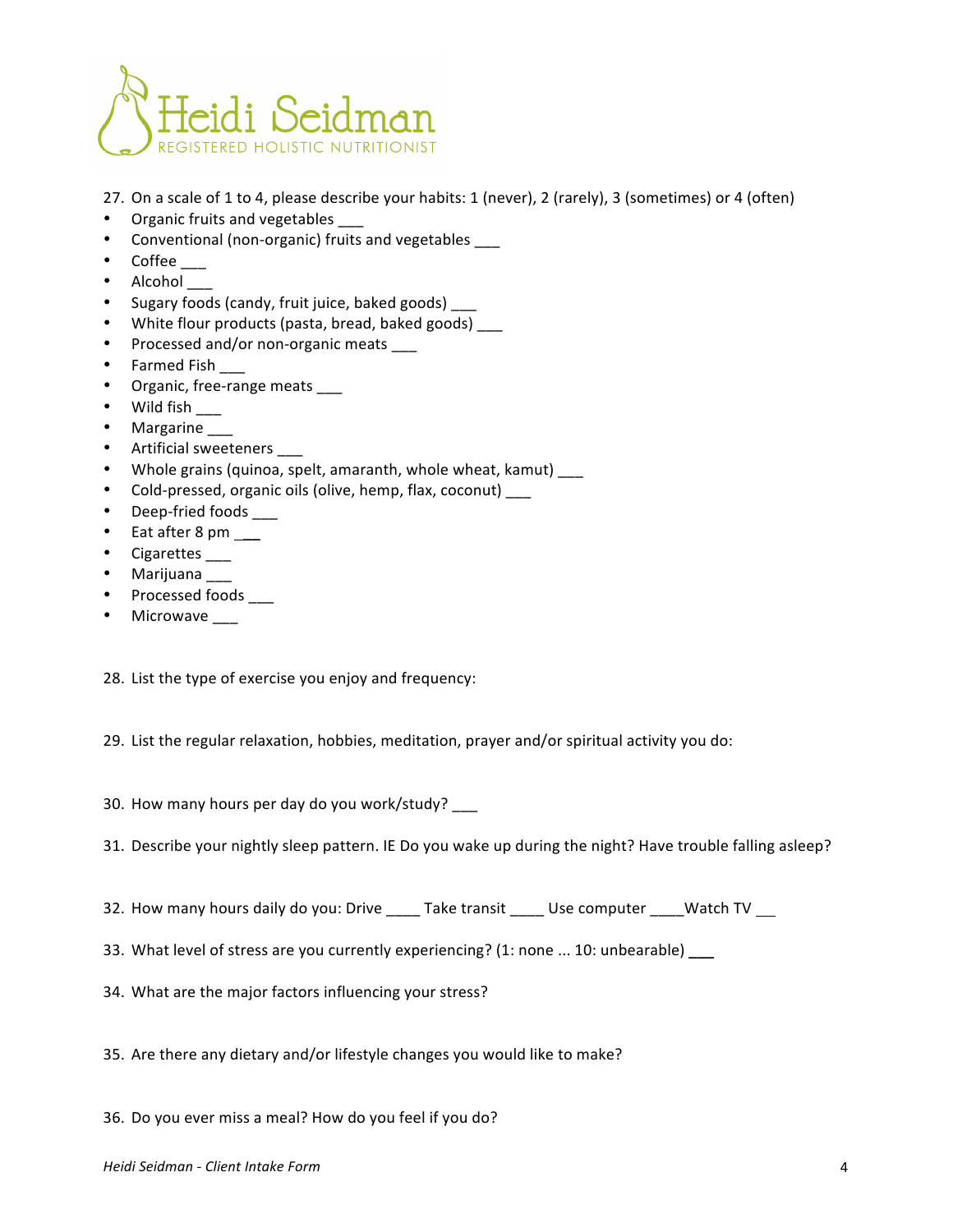27. On a scale of 1 to 4, please describe your habits: 1 (never), 2 (rarely), 3 (sometimes) or 4 (often)

- Organic fruits and vegetables ___
- Conventional (non-organic) fruits and vegetables ___
- Coffee ___
- Alcohol ___
- Sugary foods (candy, fruit juice, baked goods) ___
- White flour products (pasta, bread, baked goods) ___
- Processed and/or non-organic meats ___
- Farmed Fish ___
- Organic, free-range meats ___
- Wild fish ___
- Margarine ___
- Artificial sweeteners ___
- Whole grains (quinoa, spelt, amaranth, whole wheat, kamut) ___
- Cold-pressed, organic oils (olive, hemp, flax, coconut) ___
- Deep-fried foods ___
- Eat after 8 pm ___
- Cigarettes ___
- Marijuana ___
- Processed foods ___
- Microwave ___

28. List the type of exercise you enjoy and frequency:

29. List the regular relaxation, hobbies, meditation, prayer and/or spiritual activity you do:

30. How many hours per day do you work/study? ___

31. Describe your nightly sleep pattern. IE Do you wake up during the night? Have trouble falling asleep?

32. How many hours daily do you: Drive ____ Take transit ____ Use computer ____Watch TV ___

33. What level of stress are you currently experiencing? (1: none ... 10: unbearable) ___

34. What are the major factors influencing your stress?

35. Are there any dietary and/or lifestyle changes you would like to make?

36. Do you ever miss a meal? How do you feel if you do?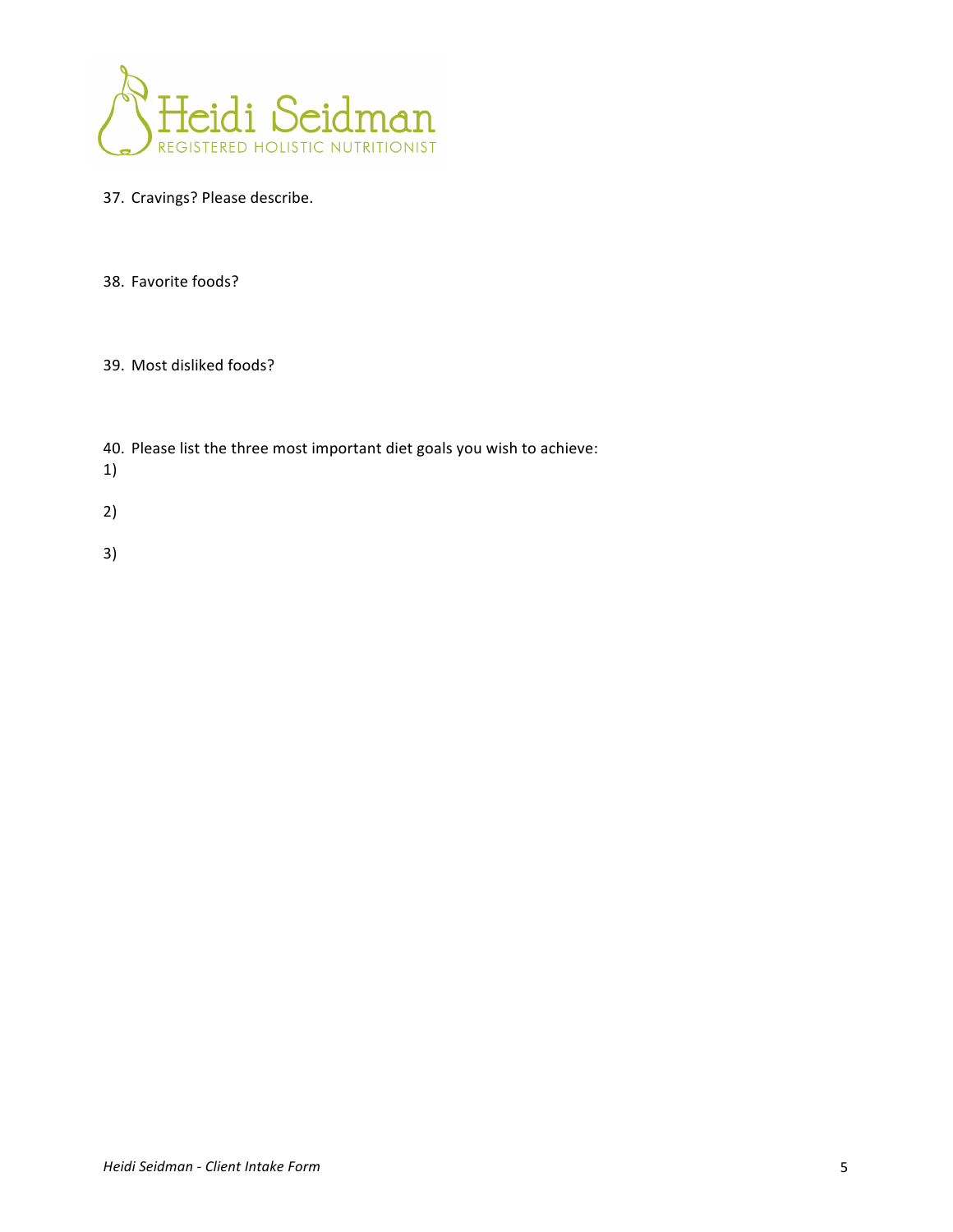Heidi Seidman
REGISTERED HOLISTIC NUTRITIONIST

37. Cravings? Please describe.

38. Favorite foods?

39. Most disliked foods?

40. Please list the three most important diet goals you wish to achieve:

1)

2)

3)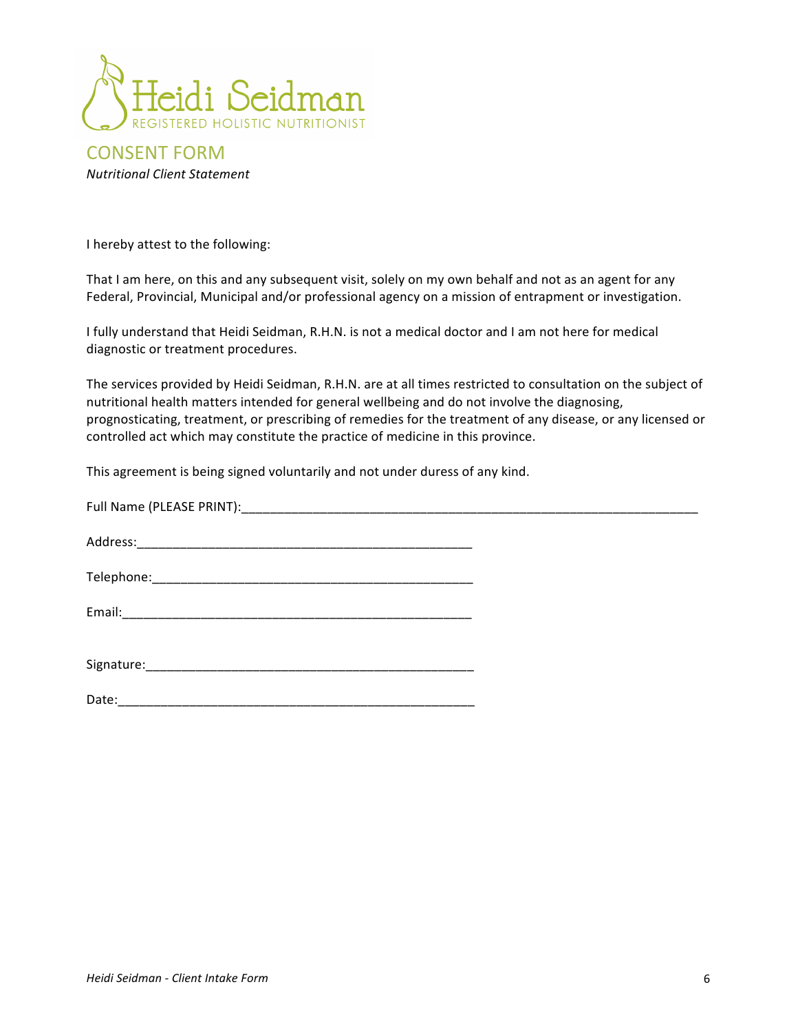Heidi Seidman
REGISTERED HOLISTIC NUTRITIONIST

## CONSENT FORM

*Nutritional Client Statement*

I hereby attest to the following:

That I am here, on this and any subsequent visit, solely on my own behalf and not as an agent for any Federal, Provincial, Municipal and/or professional agency on a mission of entrapment or investigation.

I fully understand that Heidi Seidman, R.H.N. is not a medical doctor and I am not here for medical diagnostic or treatment procedures.

The services provided by Heidi Seidman, R.H.N. are at all times restricted to consultation on the subject of nutritional health matters intended for general wellbeing and do not involve the diagnosing, prognosticating, treatment, or prescribing of remedies for the treatment of any disease, or any licensed or controlled act which may constitute the practice of medicine in this province.

This agreement is being signed voluntarily and not under duress of any kind.

Full Name (PLEASE PRINT):_________________________________________________________________

Address:_______________________________________________

Telephone:_____________________________________________

Email:_________________________________________________

Signature:_____________________________________________

Date:__________________________________________________